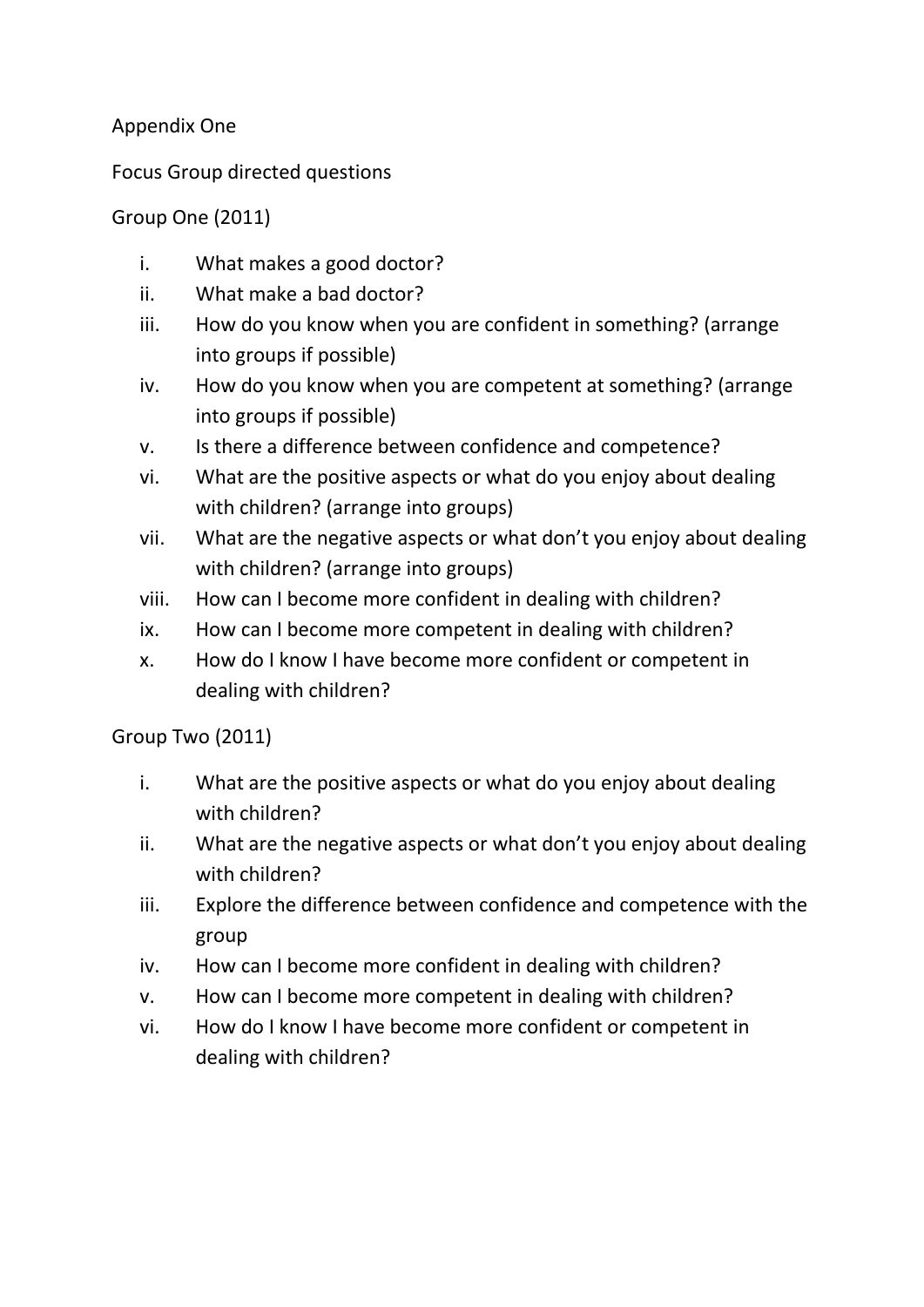# Appendix One

## Focus Group directed questions

### Group One (2011)

i. What makes a good doctor?
ii. What make a bad doctor?
iii. How do you know when you are confident in something? (arrange into groups if possible)
iv. How do you know when you are competent at something? (arrange into groups if possible)
v. Is there a difference between confidence and competence?
vi. What are the positive aspects or what do you enjoy about dealing with children? (arrange into groups)
vii. What are the negative aspects or what don't you enjoy about dealing with children? (arrange into groups)
viii. How can I become more confident in dealing with children?
ix. How can I become more competent in dealing with children?
x. How do I know I have become more confident or competent in dealing with children?

### Group Two (2011)

i. What are the positive aspects or what do you enjoy about dealing with children?
ii. What are the negative aspects or what don't you enjoy about dealing with children?
iii. Explore the difference between confidence and competence with the group
iv. How can I become more confident in dealing with children?
v. How can I become more competent in dealing with children?
vi. How do I know I have become more confident or competent in dealing with children?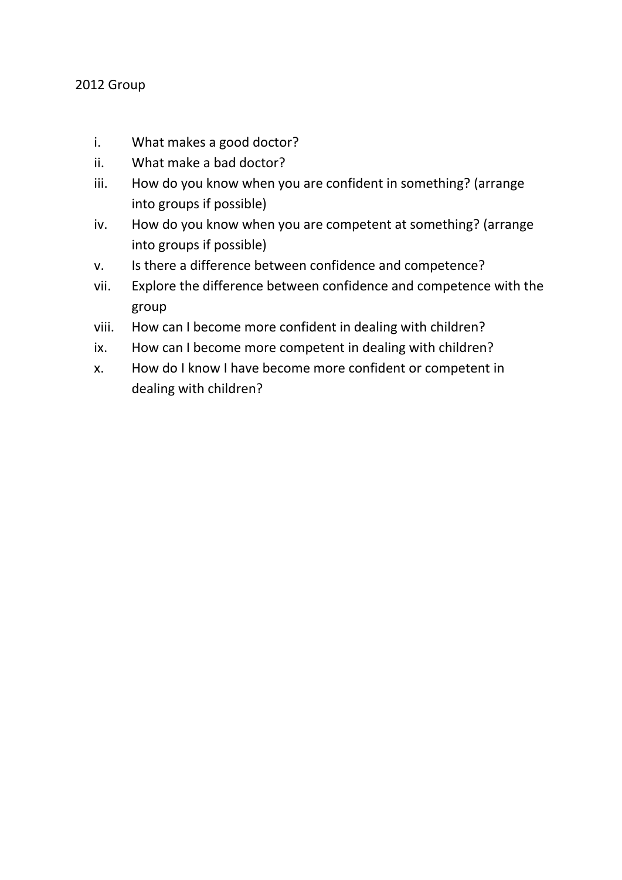2012 Group

i. What makes a good doctor?
ii. What make a bad doctor?
iii. How do you know when you are confident in something? (arrange into groups if possible)
iv. How do you know when you are competent at something? (arrange into groups if possible)
v. Is there a difference between confidence and competence?
vii. Explore the difference between confidence and competence with the group
viii. How can I become more confident in dealing with children?
ix. How can I become more competent in dealing with children?
x. How do I know I have become more confident or competent in dealing with children?